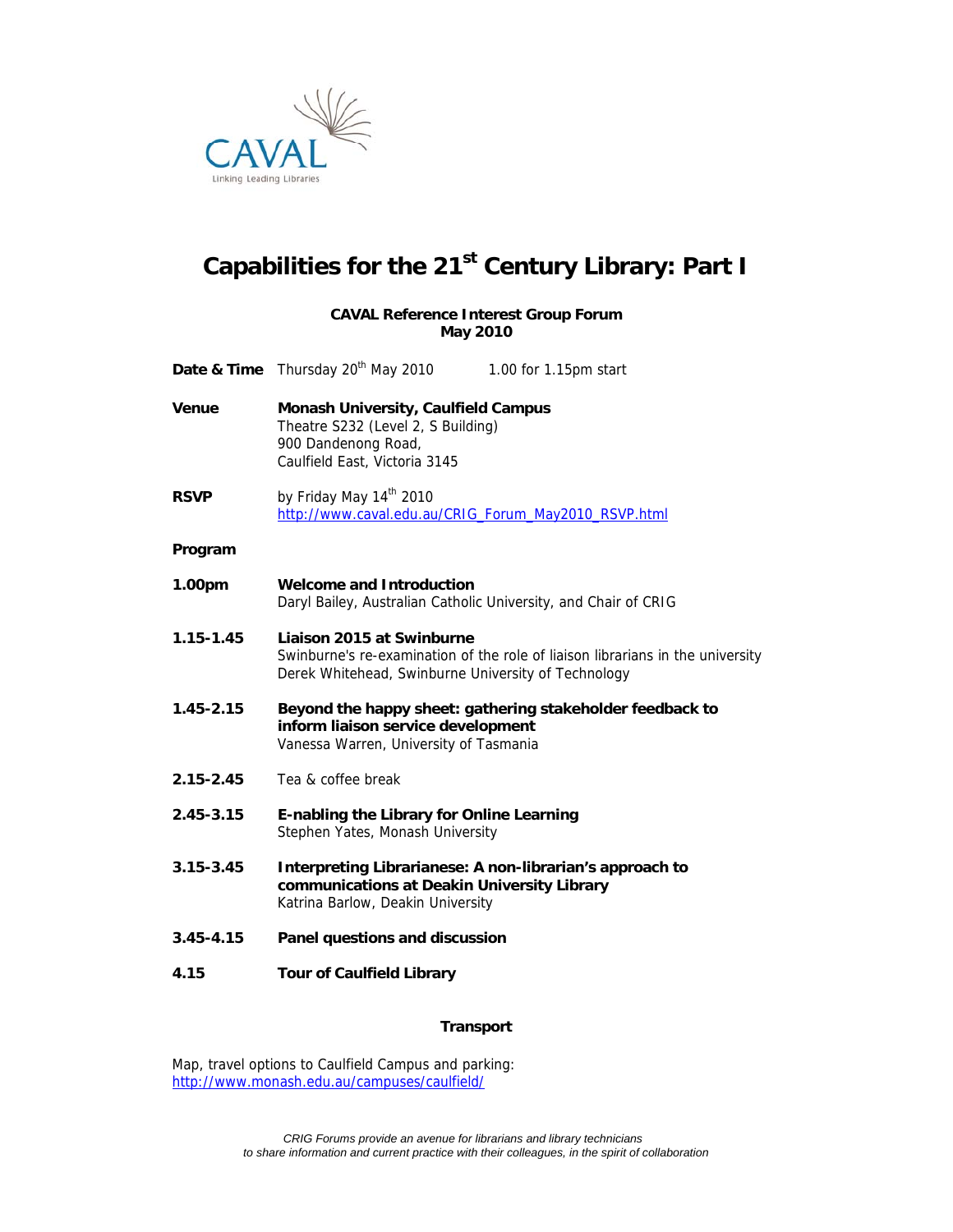CAVAL

Linking Leading Libraries

# Capabilities for the 21st Century Library: Part I

**CAVAL Reference Interest Group Forum**
**May 2010**

**Date & Time** Thursday 20th May 2010 1.00 for 1.15pm start

**Venue** **Monash University, Caulfield Campus**
Theatre S232 (Level 2, S Building)
900 Dandenong Road,
Caulfield East, Victoria 3145

**RSVP** by Friday May 14th 2010
http://www.caval.edu.au/CRIG_Forum_May2010_RSVP.html

**Program**

**1.00pm** **Welcome and Introduction**
Daryl Bailey, Australian Catholic University, and Chair of CRIG

**1.15-1.45** **Liaison 2015 at Swinburne**
Swinburne's re-examination of the role of liaison librarians in the university
Derek Whitehead, Swinburne University of Technology

**1.45-2.15** **Beyond the happy sheet: gathering stakeholder feedback to inform liaison service development**
Vanessa Warren, University of Tasmania

**2.15-2.45** Tea & coffee break

**2.45-3.15** **E-nabling the Library for Online Learning**
Stephen Yates, Monash University

**3.15-3.45** **Interpreting Librarianese: A non-librarian's approach to communications at Deakin University Library**
Katrina Barlow, Deakin University

**3.45-4.15** **Panel questions and discussion**

**4.15** **Tour of Caulfield Library**

**Transport**

Map, travel options to Caulfield Campus and parking:
http://www.monash.edu.au/campuses/caulfield/

*CRIG Forums provide an avenue for librarians and library technicians to share information and current practice with their colleagues, in the spirit of collaboration*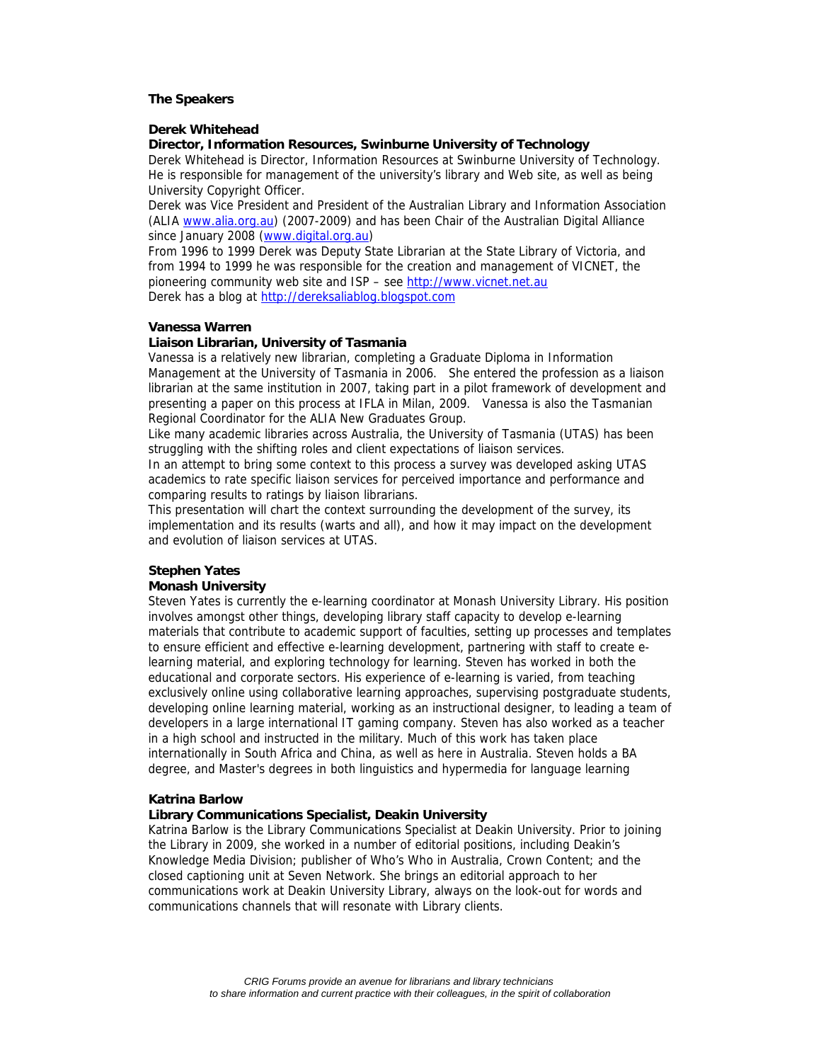**The Speakers**

**Derek Whitehead**

**Director, Information Resources, Swinburne University of Technology**

Derek Whitehead is Director, Information Resources at Swinburne University of Technology. He is responsible for management of the university's library and Web site, as well as being University Copyright Officer.

Derek was Vice President and President of the Australian Library and Information Association (ALIA www.alia.org.au) (2007-2009) and has been Chair of the Australian Digital Alliance since January 2008 (www.digital.org.au)

From 1996 to 1999 Derek was Deputy State Librarian at the State Library of Victoria, and from 1994 to 1999 he was responsible for the creation and management of VICNET, the pioneering community web site and ISP – see http://www.vicnet.net.au

Derek has a blog at http://dereksaliablog.blogspot.com

**Vanessa Warren**

**Liaison Librarian, University of Tasmania**

Vanessa is a relatively new librarian, completing a Graduate Diploma in Information Management at the University of Tasmania in 2006. She entered the profession as a liaison librarian at the same institution in 2007, taking part in a pilot framework of development and presenting a paper on this process at IFLA in Milan, 2009. Vanessa is also the Tasmanian Regional Coordinator for the ALIA New Graduates Group.

Like many academic libraries across Australia, the University of Tasmania (UTAS) has been struggling with the shifting roles and client expectations of liaison services.

In an attempt to bring some context to this process a survey was developed asking UTAS academics to rate specific liaison services for perceived importance and performance and comparing results to ratings by liaison librarians.

This presentation will chart the context surrounding the development of the survey, its implementation and its results (warts and all), and how it may impact on the development and evolution of liaison services at UTAS.

**Stephen Yates**

**Monash University**

Steven Yates is currently the e-learning coordinator at Monash University Library. His position involves amongst other things, developing library staff capacity to develop e-learning materials that contribute to academic support of faculties, setting up processes and templates to ensure efficient and effective e-learning development, partnering with staff to create e-learning material, and exploring technology for learning. Steven has worked in both the educational and corporate sectors. His experience of e-learning is varied, from teaching exclusively online using collaborative learning approaches, supervising postgraduate students, developing online learning material, working as an instructional designer, to leading a team of developers in a large international IT gaming company. Steven has also worked as a teacher in a high school and instructed in the military. Much of this work has taken place internationally in South Africa and China, as well as here in Australia. Steven holds a BA degree, and Master's degrees in both linguistics and hypermedia for language learning

**Katrina Barlow**

**Library Communications Specialist, Deakin University**

Katrina Barlow is the Library Communications Specialist at Deakin University. Prior to joining the Library in 2009, she worked in a number of editorial positions, including Deakin's Knowledge Media Division; publisher of Who's Who in Australia, Crown Content; and the closed captioning unit at Seven Network. She brings an editorial approach to her communications work at Deakin University Library, always on the look-out for words and communications channels that will resonate with Library clients.

*CRIG Forums provide an avenue for librarians and library technicians to share information and current practice with their colleagues, in the spirit of collaboration*